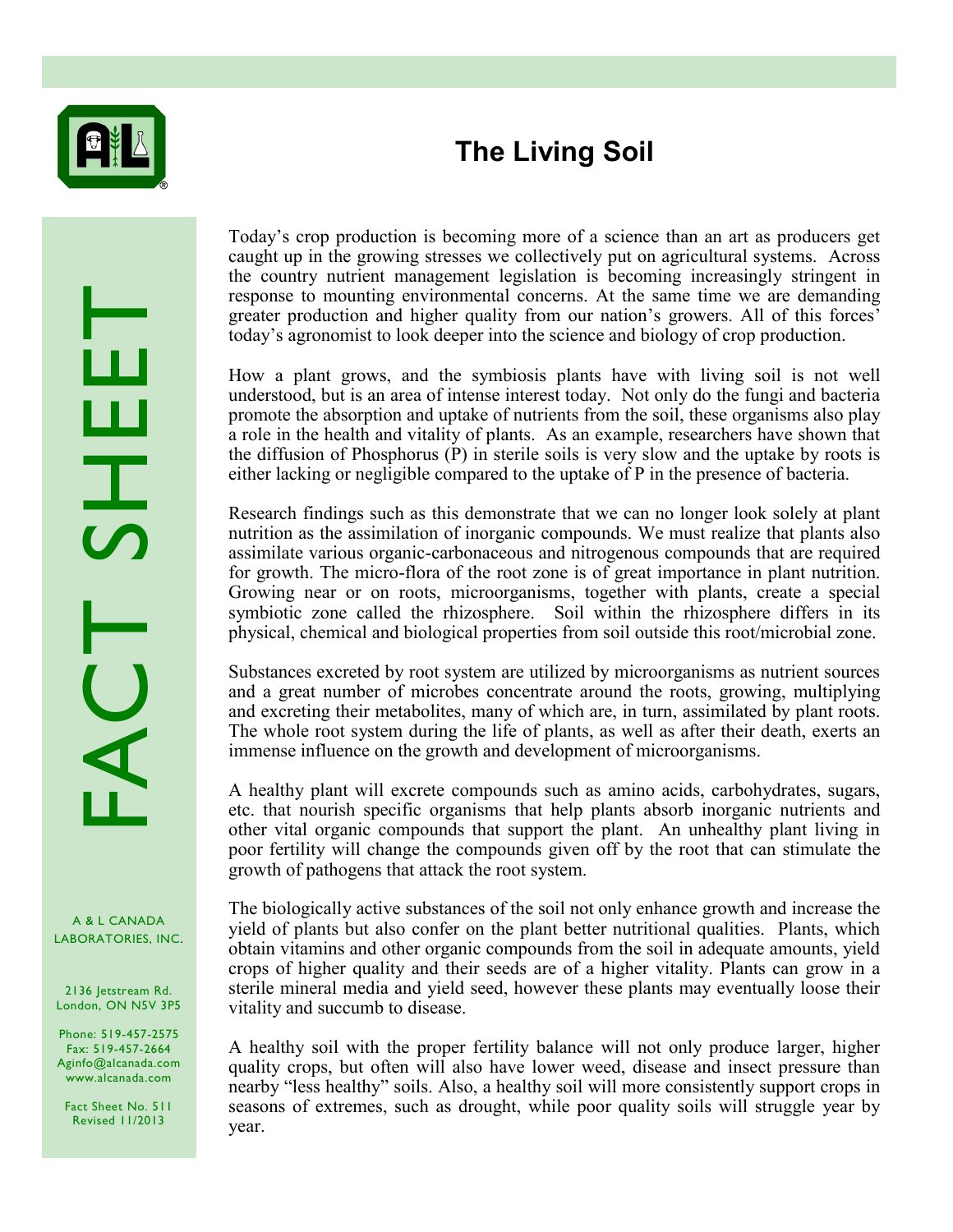# The Living Soil

FACT SHEET

A & L CANADA LABORATORIES, INC.

2136 Jetstream Rd.
London, ON N5V 3P5

Phone: 519-457-2575
Fax: 519-457-2664
Aginfo@alcanada.com
www.alcanada.com

Fact Sheet No. 511
Revised 11/2013

Today's crop production is becoming more of a science than an art as producers get caught up in the growing stresses we collectively put on agricultural systems. Across the country nutrient management legislation is becoming increasingly stringent in response to mounting environmental concerns. At the same time we are demanding greater production and higher quality from our nation's growers. All of this forces' today's agronomist to look deeper into the science and biology of crop production.

How a plant grows, and the symbiosis plants have with living soil is not well understood, but is an area of intense interest today. Not only do the fungi and bacteria promote the absorption and uptake of nutrients from the soil, these organisms also play a role in the health and vitality of plants. As an example, researchers have shown that the diffusion of Phosphorus (P) in sterile soils is very slow and the uptake by roots is either lacking or negligible compared to the uptake of P in the presence of bacteria.

Research findings such as this demonstrate that we can no longer look solely at plant nutrition as the assimilation of inorganic compounds. We must realize that plants also assimilate various organic-carbonaceous and nitrogenous compounds that are required for growth. The micro-flora of the root zone is of great importance in plant nutrition. Growing near or on roots, microorganisms, together with plants, create a special symbiotic zone called the rhizosphere. Soil within the rhizosphere differs in its physical, chemical and biological properties from soil outside this root/microbial zone.

Substances excreted by root system are utilized by microorganisms as nutrient sources and a great number of microbes concentrate around the roots, growing, multiplying and excreting their metabolites, many of which are, in turn, assimilated by plant roots. The whole root system during the life of plants, as well as after their death, exerts an immense influence on the growth and development of microorganisms.

A healthy plant will excrete compounds such as amino acids, carbohydrates, sugars, etc. that nourish specific organisms that help plants absorb inorganic nutrients and other vital organic compounds that support the plant. An unhealthy plant living in poor fertility will change the compounds given off by the root that can stimulate the growth of pathogens that attack the root system.

The biologically active substances of the soil not only enhance growth and increase the yield of plants but also confer on the plant better nutritional qualities. Plants, which obtain vitamins and other organic compounds from the soil in adequate amounts, yield crops of higher quality and their seeds are of a higher vitality. Plants can grow in a sterile mineral media and yield seed, however these plants may eventually loose their vitality and succumb to disease.

A healthy soil with the proper fertility balance will not only produce larger, higher quality crops, but often will also have lower weed, disease and insect pressure than nearby "less healthy" soils. Also, a healthy soil will more consistently support crops in seasons of extremes, such as drought, while poor quality soils will struggle year by year.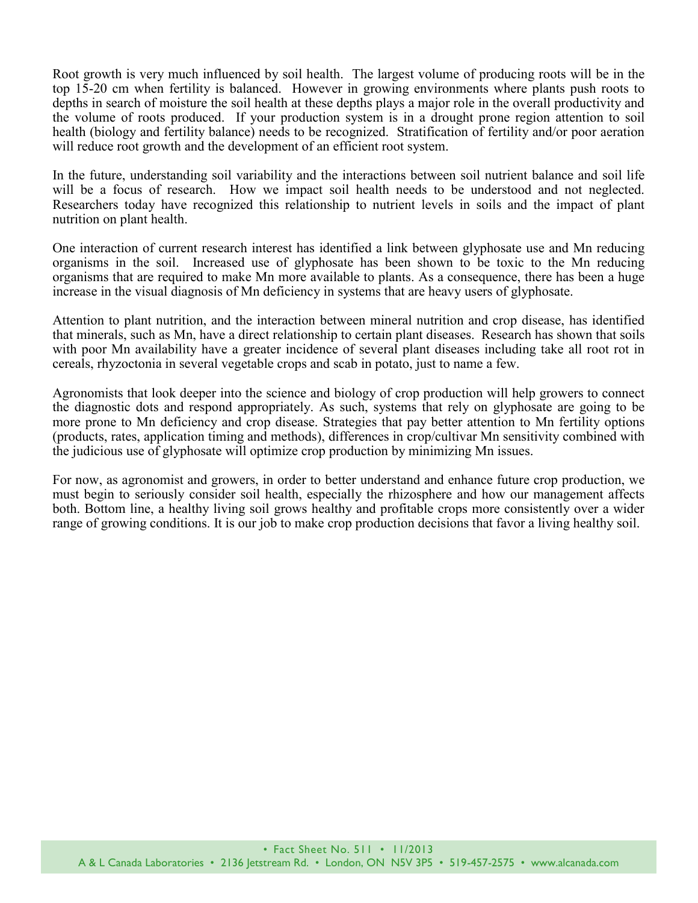Root growth is very much influenced by soil health. The largest volume of producing roots will be in the top 15-20 cm when fertility is balanced. However in growing environments where plants push roots to depths in search of moisture the soil health at these depths plays a major role in the overall productivity and the volume of roots produced. If your production system is in a drought prone region attention to soil health (biology and fertility balance) needs to be recognized. Stratification of fertility and/or poor aeration will reduce root growth and the development of an efficient root system.

In the future, understanding soil variability and the interactions between soil nutrient balance and soil life will be a focus of research. How we impact soil health needs to be understood and not neglected. Researchers today have recognized this relationship to nutrient levels in soils and the impact of plant nutrition on plant health.

One interaction of current research interest has identified a link between glyphosate use and Mn reducing organisms in the soil. Increased use of glyphosate has been shown to be toxic to the Mn reducing organisms that are required to make Mn more available to plants. As a consequence, there has been a huge increase in the visual diagnosis of Mn deficiency in systems that are heavy users of glyphosate.

Attention to plant nutrition, and the interaction between mineral nutrition and crop disease, has identified that minerals, such as Mn, have a direct relationship to certain plant diseases. Research has shown that soils with poor Mn availability have a greater incidence of several plant diseases including take all root rot in cereals, rhyzoctonia in several vegetable crops and scab in potato, just to name a few.

Agronomists that look deeper into the science and biology of crop production will help growers to connect the diagnostic dots and respond appropriately. As such, systems that rely on glyphosate are going to be more prone to Mn deficiency and crop disease. Strategies that pay better attention to Mn fertility options (products, rates, application timing and methods), differences in crop/cultivar Mn sensitivity combined with the judicious use of glyphosate will optimize crop production by minimizing Mn issues.

For now, as agronomist and growers, in order to better understand and enhance future crop production, we must begin to seriously consider soil health, especially the rhizosphere and how our management affects both. Bottom line, a healthy living soil grows healthy and profitable crops more consistently over a wider range of growing conditions. It is our job to make crop production decisions that favor a living healthy soil.

• Fact Sheet No. 511 • 11/2013

A & L Canada Laboratories • 2136 Jetstream Rd. • London, ON N5V 3P5 • 519-457-2575 • www.alcanada.com